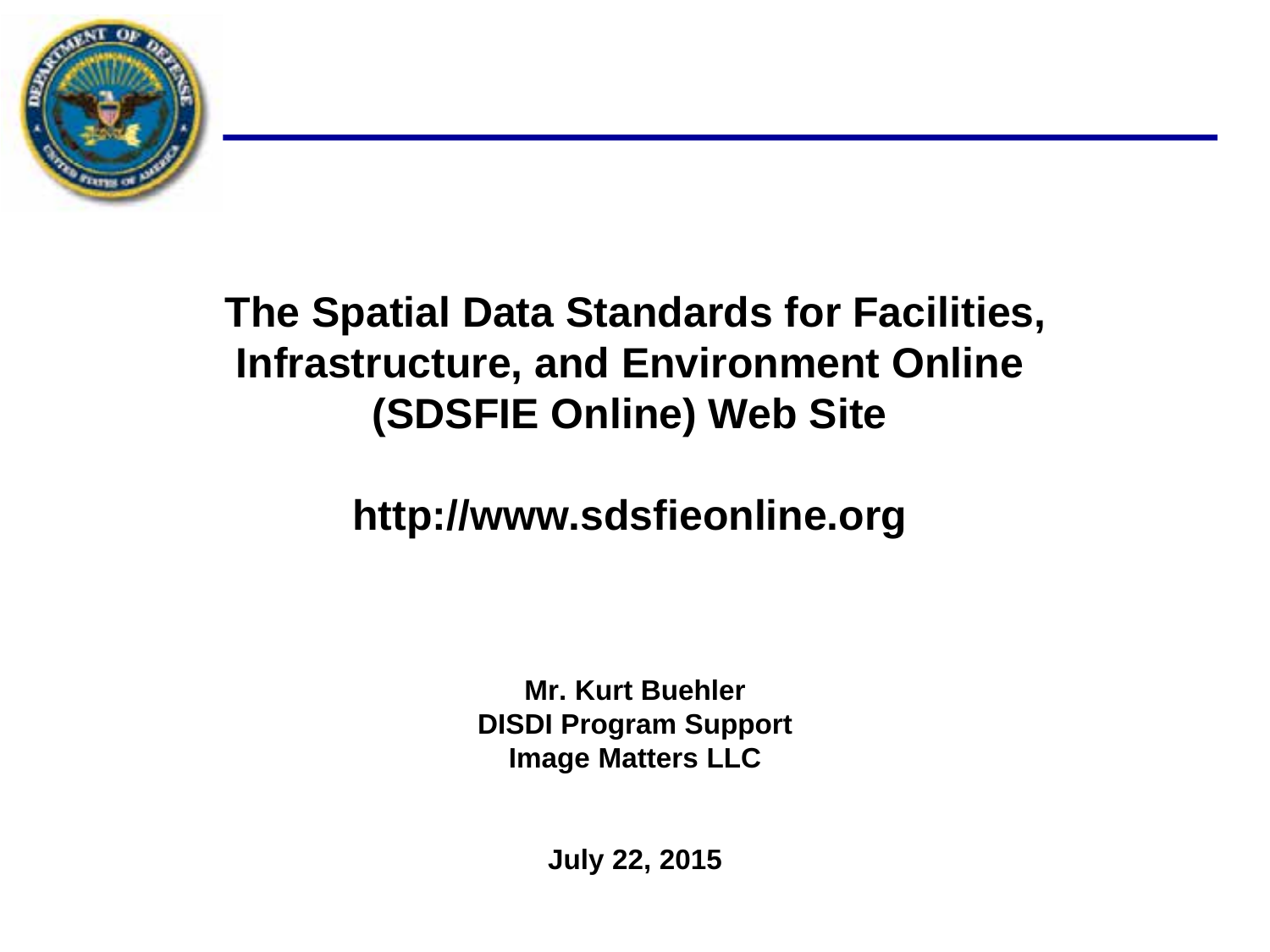# The Spatial Data Standards for Facilities, Infrastructure, and Environment Online (SDSFIE Online) Web Site

## http://www.sdsfieonline.org

**Mr. Kurt Buehler**
**DISDI Program Support**
**Image Matters LLC**

**July 22, 2015**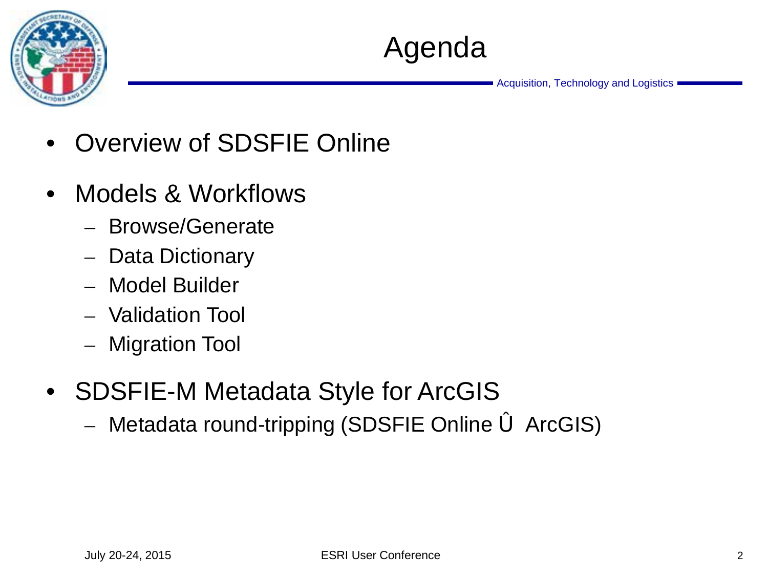# Agenda

- Overview of SDSFIE Online
- Models & Workflows
  - Browse/Generate
  - Data Dictionary
  - Model Builder
  - Validation Tool
  - Migration Tool
- SDSFIE-M Metadata Style for ArcGIS
  - Metadata round-tripping (SDSFIE Online Û ArcGIS)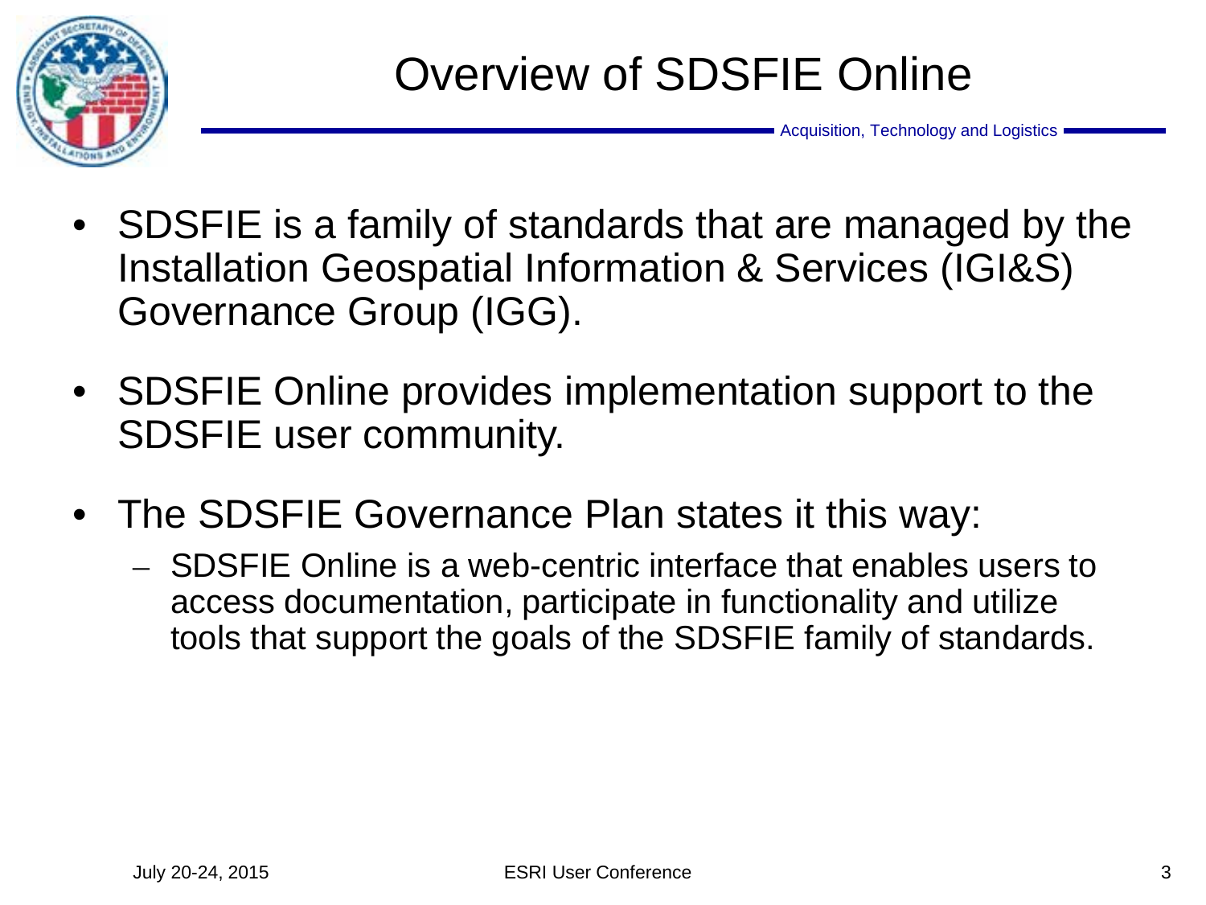# Overview of SDSFIE Online

- SDSFIE is a family of standards that are managed by the Installation Geospatial Information & Services (IGI&S) Governance Group (IGG).
- SDSFIE Online provides implementation support to the SDSFIE user community.
- The SDSFIE Governance Plan states it this way:
  - SDSFIE Online is a web-centric interface that enables users to access documentation, participate in functionality and utilize tools that support the goals of the SDSFIE family of standards.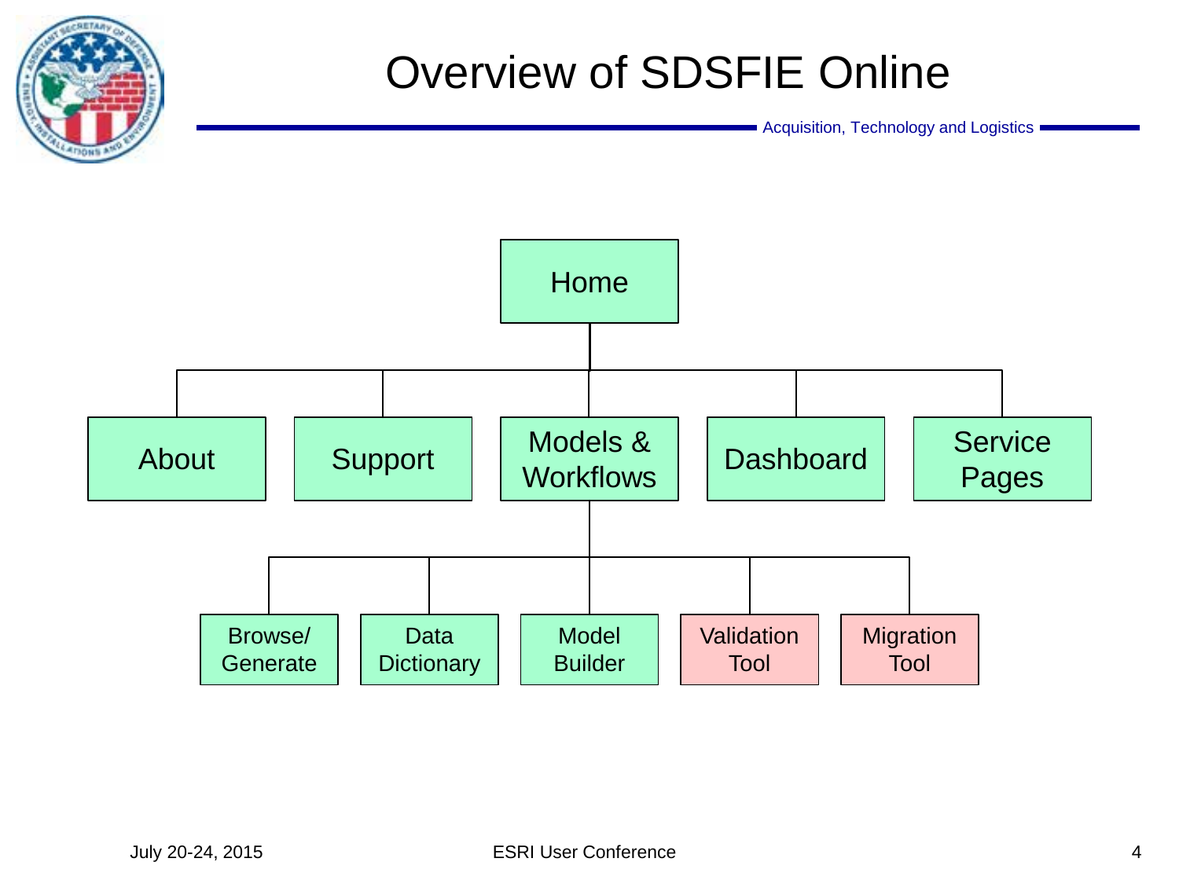# Overview of SDSFIE Online

Acquisition, Technology and Logistics

- Home
  - About
  - Support
  - Models & Workflows
    - Browse/ Generate
    - Data Dictionary
    - Model Builder
    - Validation Tool
    - Migration Tool
  - Dashboard
  - Service Pages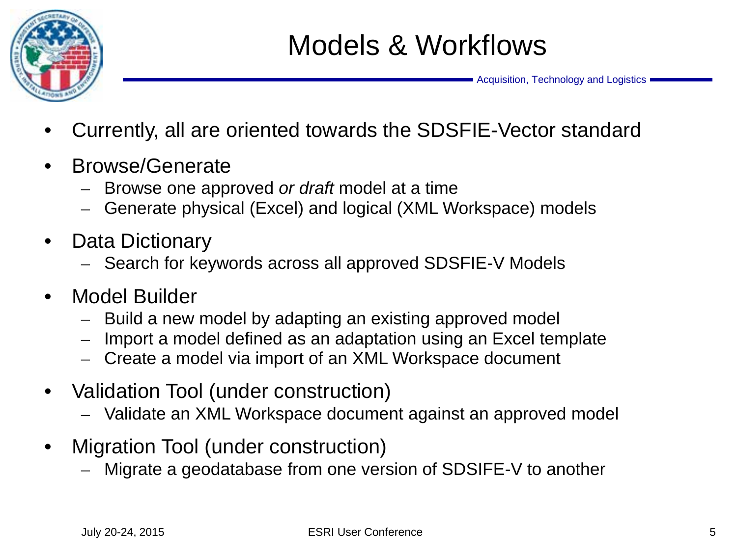# Models & Workflows

- Currently, all are oriented towards the SDSFIE-Vector standard
- Browse/Generate
  - Browse one approved *or draft* model at a time
  - Generate physical (Excel) and logical (XML Workspace) models
- Data Dictionary
  - Search for keywords across all approved SDSFIE-V Models
- Model Builder
  - Build a new model by adapting an existing approved model
  - Import a model defined as an adaptation using an Excel template
  - Create a model via import of an XML Workspace document
- Validation Tool (under construction)
  - Validate an XML Workspace document against an approved model
- Migration Tool (under construction)
  - Migrate a geodatabase from one version of SDSIFE-V to another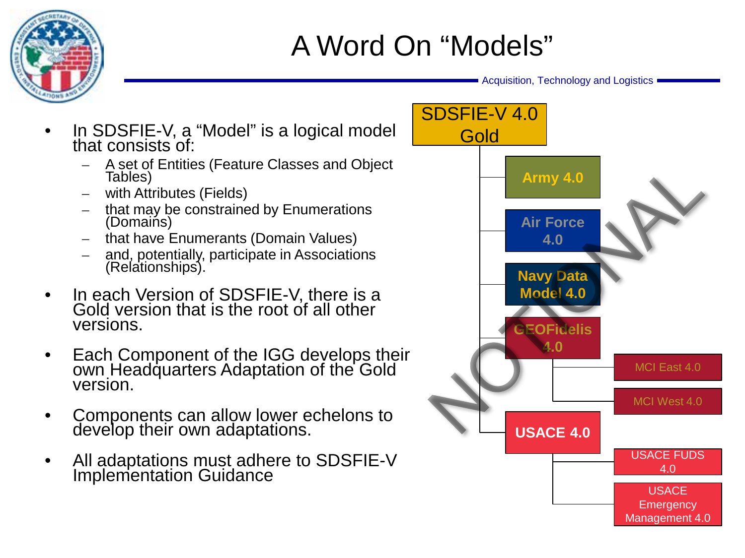# A Word On "Models"

Acquisition, Technology and Logistics

- In SDSFIE-V, a "Model" is a logical model that consists of:
  - A set of Entities (Feature Classes and Object Tables)
  - with Attributes (Fields)
  - that may be constrained by Enumerations (Domains)
  - that have Enumerants (Domain Values)
  - and, potentially, participate in Associations (Relationships).
- In each Version of SDSFIE-V, there is a Gold version that is the root of all other versions.
- Each Component of the IGG develops their own Headquarters Adaptation of the Gold version.
- Components can allow lower echelons to develop their own adaptations.
- All adaptations must adhere to SDSFIE-V Implementation Guidance

SDSFIE-V 4.0 Gold

- Army 4.0
- Air Force 4.0
- Navy Data Model 4.0
- GEOFidelis 4.0
  - MCI East 4.0
  - MCI West 4.0
- USACE 4.0
  - USACE FUDS 4.0
  - USACE Emergency Management 4.0

NOTIONAL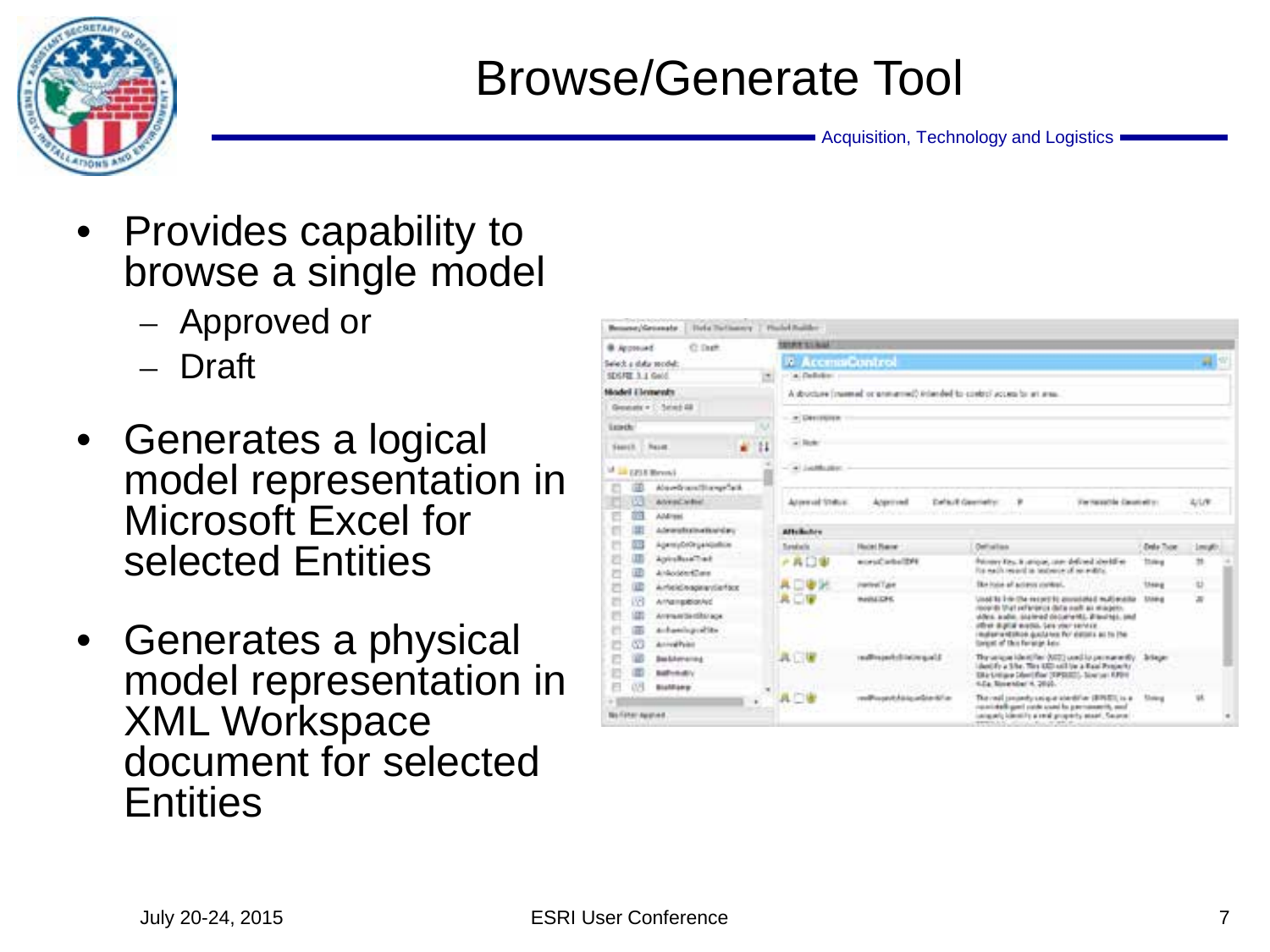# Browse/Generate Tool

- Provides capability to browse a single model
  - Approved or
  - Draft
- Generates a logical model representation in Microsoft Excel for selected Entities
- Generates a physical model representation in XML Workspace document for selected Entities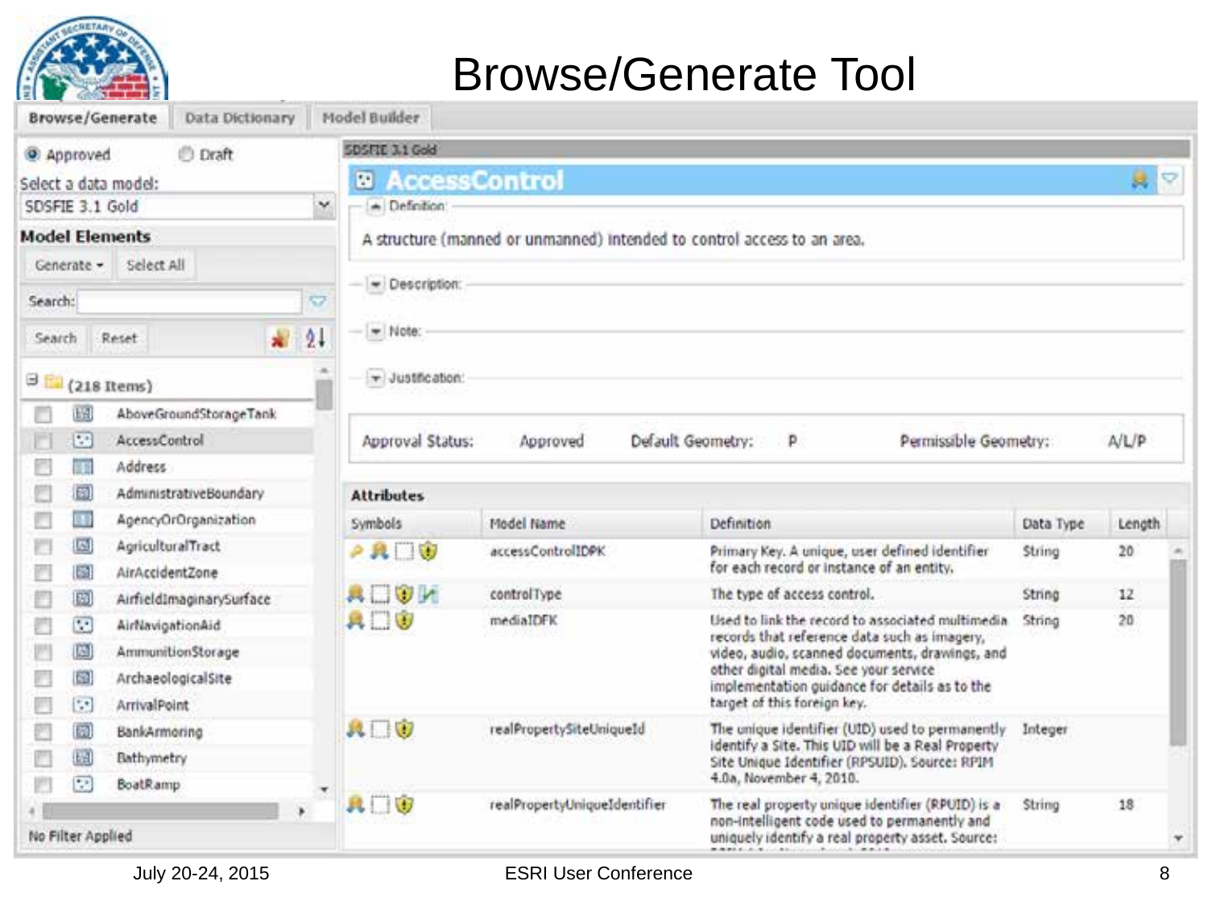# Browse/Generate Tool

Browse/Generate | Data Dictionary | Model Builder

Approved Draft

Select a data model:

SDSFIE 3.1 Gold

**Model Elements**

Generate ▾ Select All

Search:

Search Reset

(218 Items)

- AboveGroundStorageTank
- AccessControl
- Address
- AdministrativeBoundary
- AgencyOrOrganization
- AgriculturalTract
- AirAccidentZone
- AirfieldImaginarySurface
- AirNavigationAid
- AmmunitionStorage
- ArchaeologicalSite
- ArrivalPoint
- BankArmoring
- Bathymetry
- BoatRamp

No Filter Applied

SDSFIE 3.1 Gold

## AccessControl

Definition:

A structure (manned or unmanned) intended to control access to an area.

Description:

Note:

Justification:

Approval Status: Approved | Default Geometry: P | Permissible Geometry: A/L/P

**Attributes**

| Symbols | Model Name | Definition | Data Type | Length |
|---|---|---|---|---|
| | accessControlIDPK | Primary Key. A unique, user defined identifier for each record or instance of an entity. | String | 20 |
| | controlType | The type of access control. | String | 12 |
| | mediaIDFK | Used to link the record to associated multimedia records that reference data such as imagery, video, audio, scanned documents, drawings, and other digital media. See your service implementation guidance for details as to the target of this foreign key. | String | 20 |
| | realPropertySiteUniqueId | The unique identifier (UID) used to permanently identify a Site. This UID will be a Real Property Site Unique Identifier (RPSUID). Source: RPIM 4.0a, November 4, 2010. | Integer | |
| | realPropertyUniqueIdentifier | The real property unique identifier (RPUID) is a non-intelligent code used to permanently and uniquely identify a real property asset. Source: | String | 18 |

July 20-24, 2015 ESRI User Conference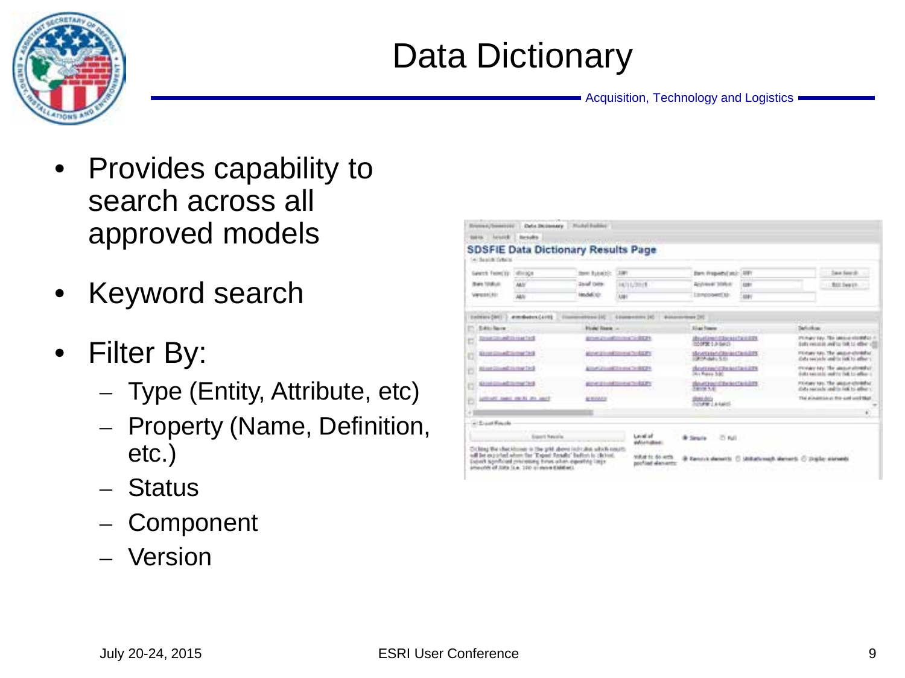# Data Dictionary

- Provides capability to search across all approved models
- Keyword search
- Filter By:
  - Type (Entity, Attribute, etc)
  - Property (Name, Definition, etc.)
  - Status
  - Component
  - Version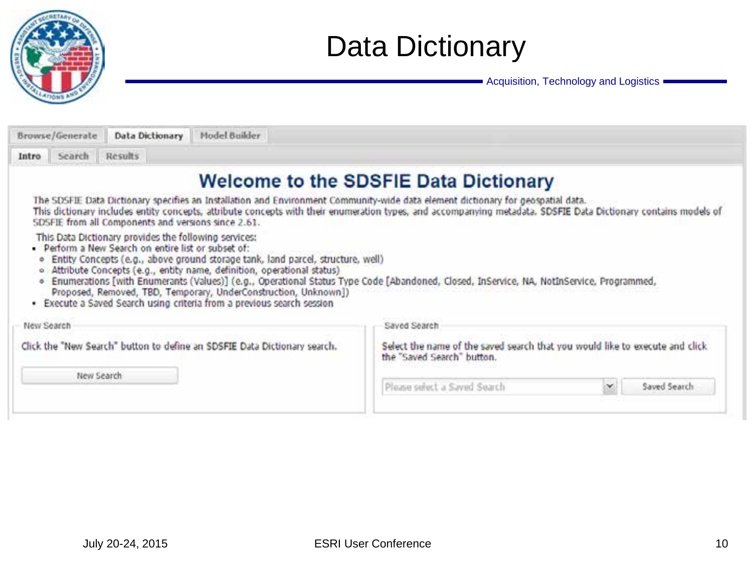# Data Dictionary

Acquisition, Technology and Logistics

Browse/Generate | Data Dictionary | Model Builder

Intro | Search | Results

## Welcome to the SDSFIE Data Dictionary

The SDSFIE Data Dictionary specifies an Installation and Environment Community-wide data element dictionary for geospatial data. This dictionary includes entity concepts, attribute concepts with their enumeration types, and accompanying metadata. SDSFIE Data Dictionary contains models of SDSFIE from all Components and versions since 2.61.

This Data Dictionary provides the following services:

- Perform a New Search on entire list or subset of:
  - Entity Concepts (e.g., above ground storage tank, land parcel, structure, well)
  - Attribute Concepts (e.g., entity name, definition, operational status)
  - Enumerations [with Enumerants (Values)] (e.g., Operational Status Type Code [Abandoned, Closed, InService, NA, NotInService, Programmed, Proposed, Removed, TBD, Temporary, UnderConstruction, Unknown])
- Execute a Saved Search using criteria from a previous search session

**New Search**

Click the "New Search" button to define an SDSFIE Data Dictionary search.

[New Search]

**Saved Search**

Select the name of the saved search that you would like to execute and click the "Saved Search" button.

[Please select a Saved Search] [Saved Search]

July 20-24, 2015 — ESRI User Conference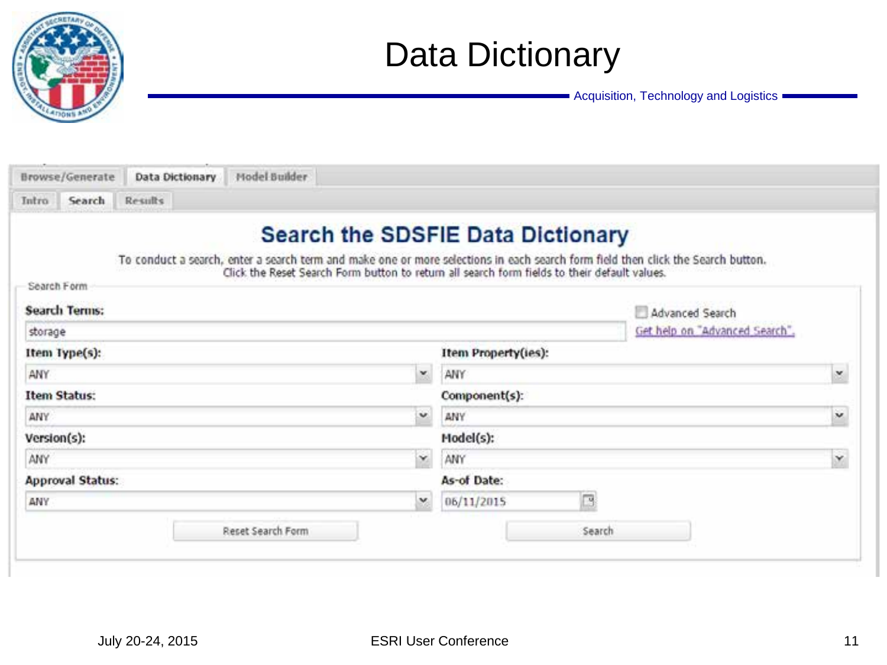# Data Dictionary

Acquisition, Technology and Logistics

Browse/Generate | Data Dictionary | Model Builder

Intro | Search | Results

## Search the SDSFIE Data Dictionary

To conduct a search, enter a search term and make one or more selections in each search form field then click the Search button.
Click the Reset Search Form button to return all search form fields to their default values.

Search Form

**Search Terms:** storage

Advanced Search

Get help on "Advanced Search".

**Item Type(s):** ANY

**Item Property(ies):** ANY

**Item Status:** ANY

**Component(s):** ANY

**Version(s):** ANY

**Model(s):** ANY

**Approval Status:** ANY

**As-of Date:** 06/11/2015

Reset Search Form | Search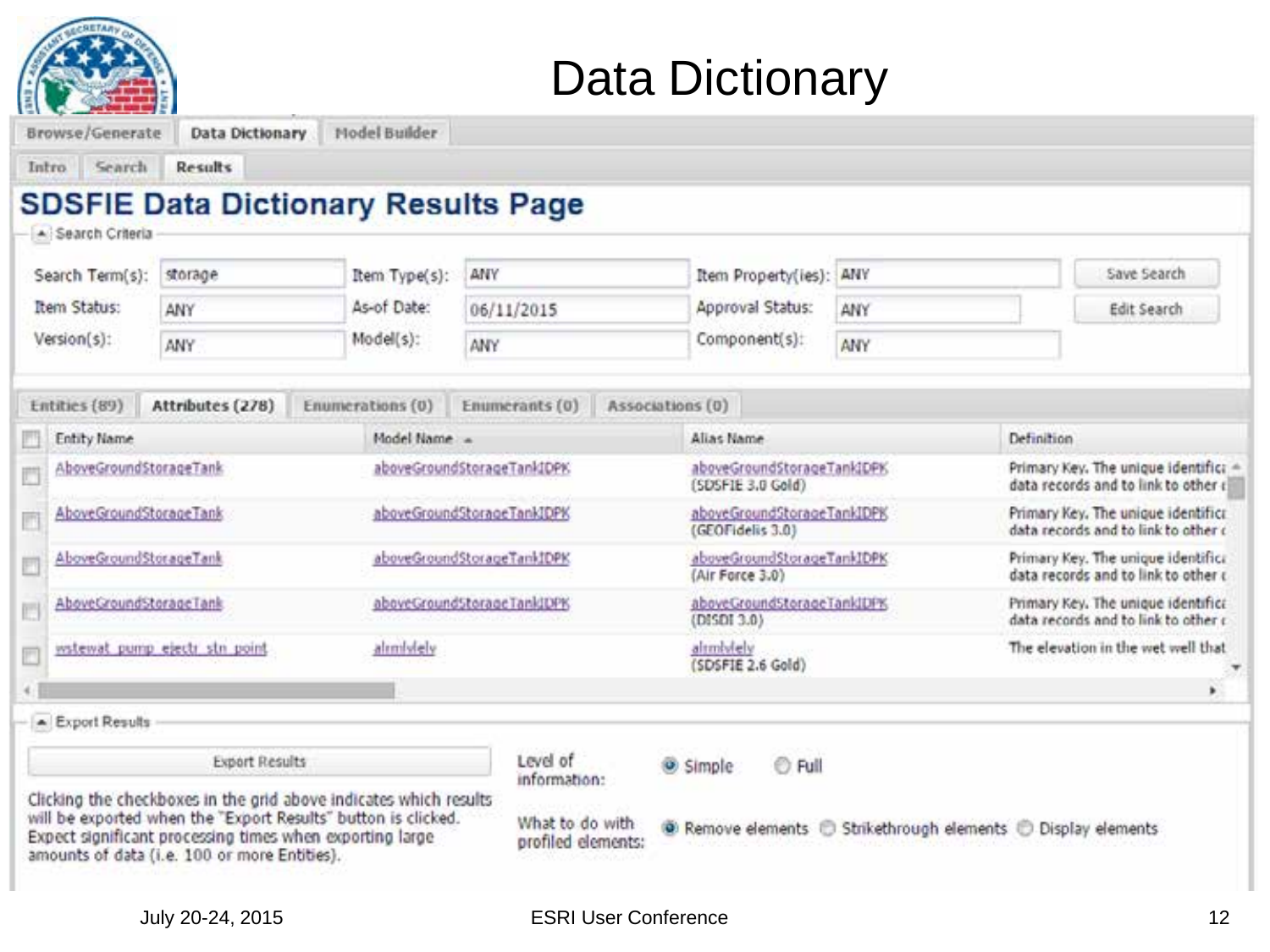# Data Dictionary

Browse/Generate | Data Dictionary | Model Builder

Intro | Search | Results

## SDSFIE Data Dictionary Results Page

Search Criteria

| | | | | | | |
|---|---|---|---|---|---|---|
| Search Term(s): | storage | Item Type(s): | ANY | Item Property(ies): | ANY | Save Search |
| Item Status: | ANY | As-of Date: | 06/11/2015 | Approval Status: | ANY | Edit Search |
| Version(s): | ANY | Model(s): | ANY | Component(s): | ANY | |

Entities (89) | Attributes (278) | Enumerations (0) | Enumerants (0) | Associations (0)

| Entity Name | Model Name | Alias Name | Definition |
|---|---|---|---|
| AboveGroundStorageTank | aboveGroundStorageTankIDPK | aboveGroundStorageTankIDPK (SDSFIE 3.0 Gold) | Primary Key. The unique identific data records and to link to other |
| AboveGroundStorageTank | aboveGroundStorageTankIDPK | aboveGroundStorageTankIDPK (GEOFidelis 3.0) | Primary Key. The unique identific data records and to link to other |
| AboveGroundStorageTank | aboveGroundStorageTankIDPK | aboveGroundStorageTankIDPK (Air Force 3.0) | Primary Key. The unique identific data records and to link to other |
| AboveGroundStorageTank | aboveGroundStorageTankIDPK | aboveGroundStorageTankIDPK (DISDI 3.0) | Primary Key. The unique identific data records and to link to other |
| wstewat_pump_ejectr_stn_point | almlvlely | almlvlely (SDSFIE 2.6 Gold) | The elevation in the wet well that |

Export Results

Export Results

Clicking the checkboxes in the grid above indicates which results will be exported when the "Export Results" button is clicked. Expect significant processing times when exporting large amounts of data (i.e. 100 or more Entities).

Level of information: ◉ Simple ○ Full

What to do with profiled elements: ◉ Remove elements ○ Strikethrough elements ○ Display elements

July 20-24, 2015 ESRI User Conference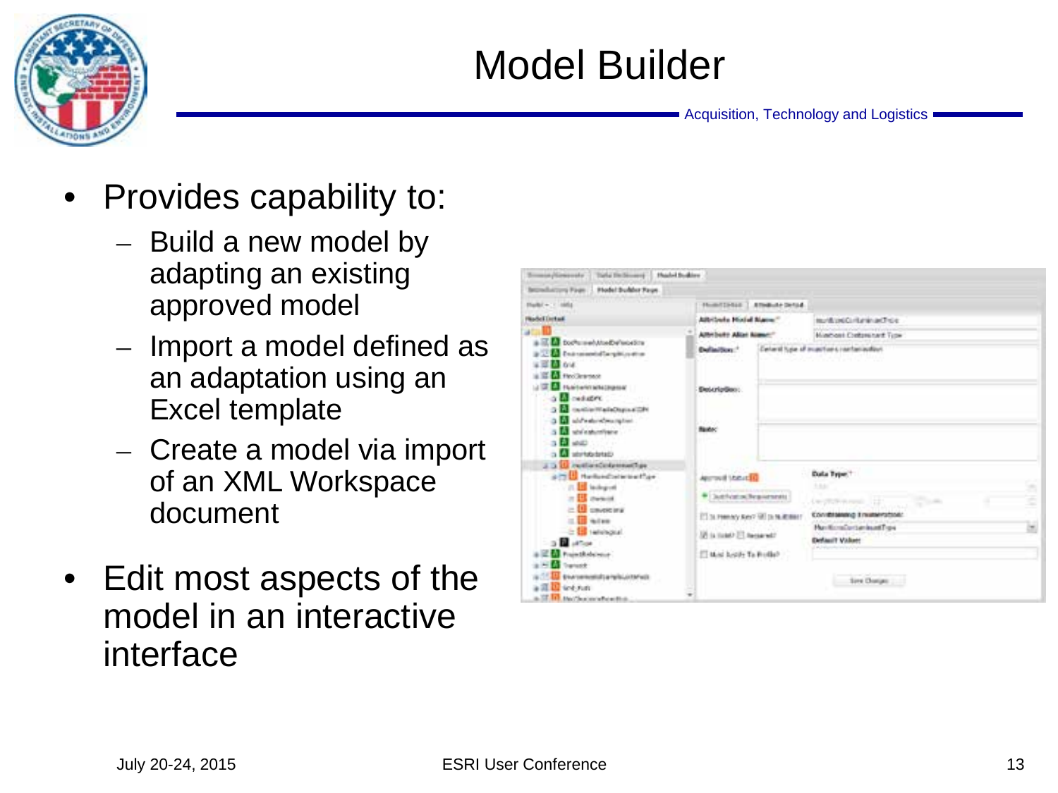# Model Builder

- Provides capability to:
  - Build a new model by adapting an existing approved model
  - Import a model defined as an adaptation using an Excel template
  - Create a model via import of an XML Workspace document
- Edit most aspects of the model in an interactive interface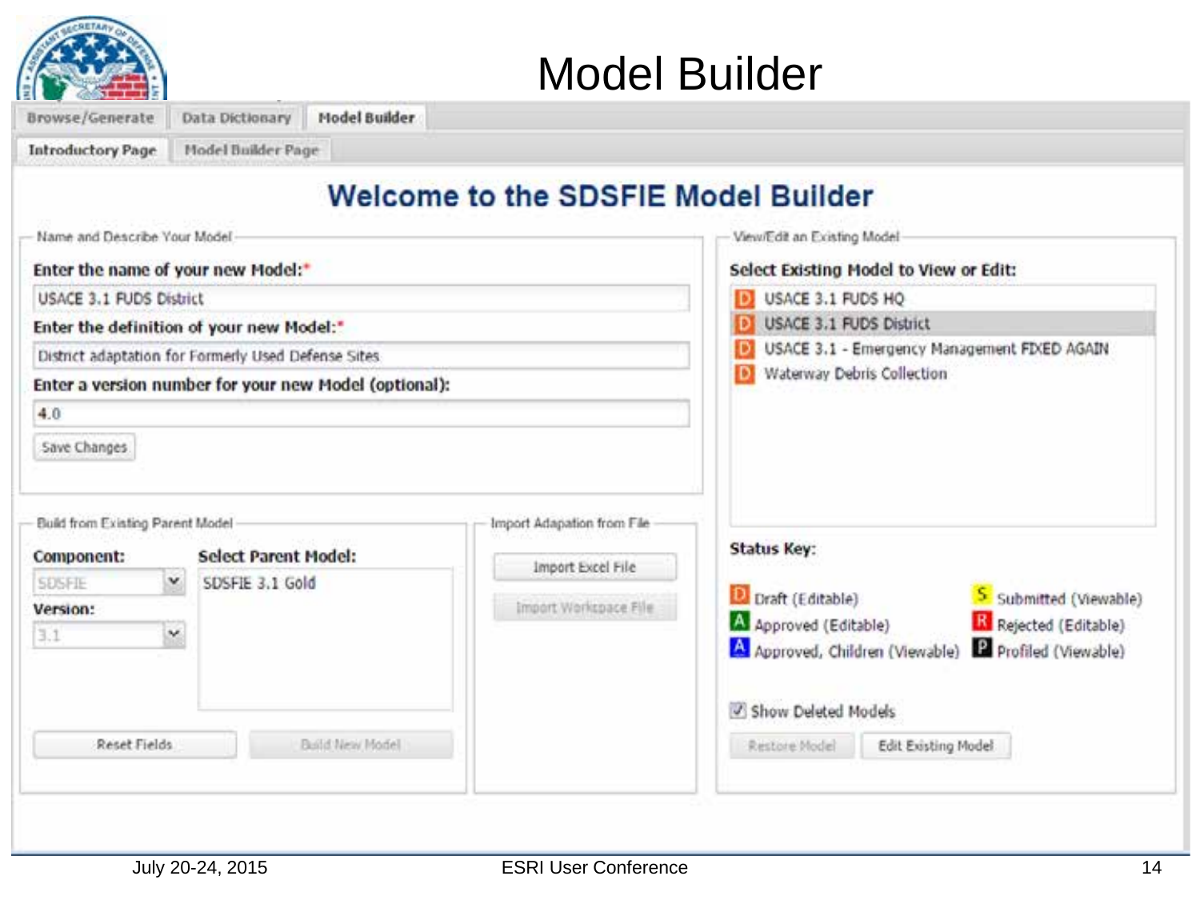# Model Builder

Browse/Generate | Data Dictionary | Model Builder

Introductory Page | Model Builder Page

## Welcome to the SDSFIE Model Builder

**Name and Describe Your Model**

**Enter the name of your new Model:***

USACE 3.1 FUDS District

**Enter the definition of your new Model:***

District adaptation for Formerly Used Defense Sites

**Enter a version number for your new Model (optional):**

4.0

Save Changes

**View/Edit an Existing Model**

**Select Existing Model to View or Edit:**

- D USACE 3.1 FUDS HQ
- D USACE 3.1 FUDS District
- D USACE 3.1 - Emergency Management FIXED AGAIN
- D Waterway Debris Collection

**Build from Existing Parent Model**

**Component:** SDSFIE

**Version:** 3.1

**Select Parent Model:** SDSFIE 3.1 Gold

Reset Fields | Build New Model

**Import Adapation from File**

Import Excel File

Import Workspace File

**Status Key:**

- D Draft (Editable)
- A Approved (Editable)
- A Approved, Children (Viewable)
- S Submitted (Viewable)
- R Rejected (Editable)
- P Profiled (Viewable)

☑ Show Deleted Models

Restore Model | Edit Existing Model

July 20-24, 2015 ESRI User Conference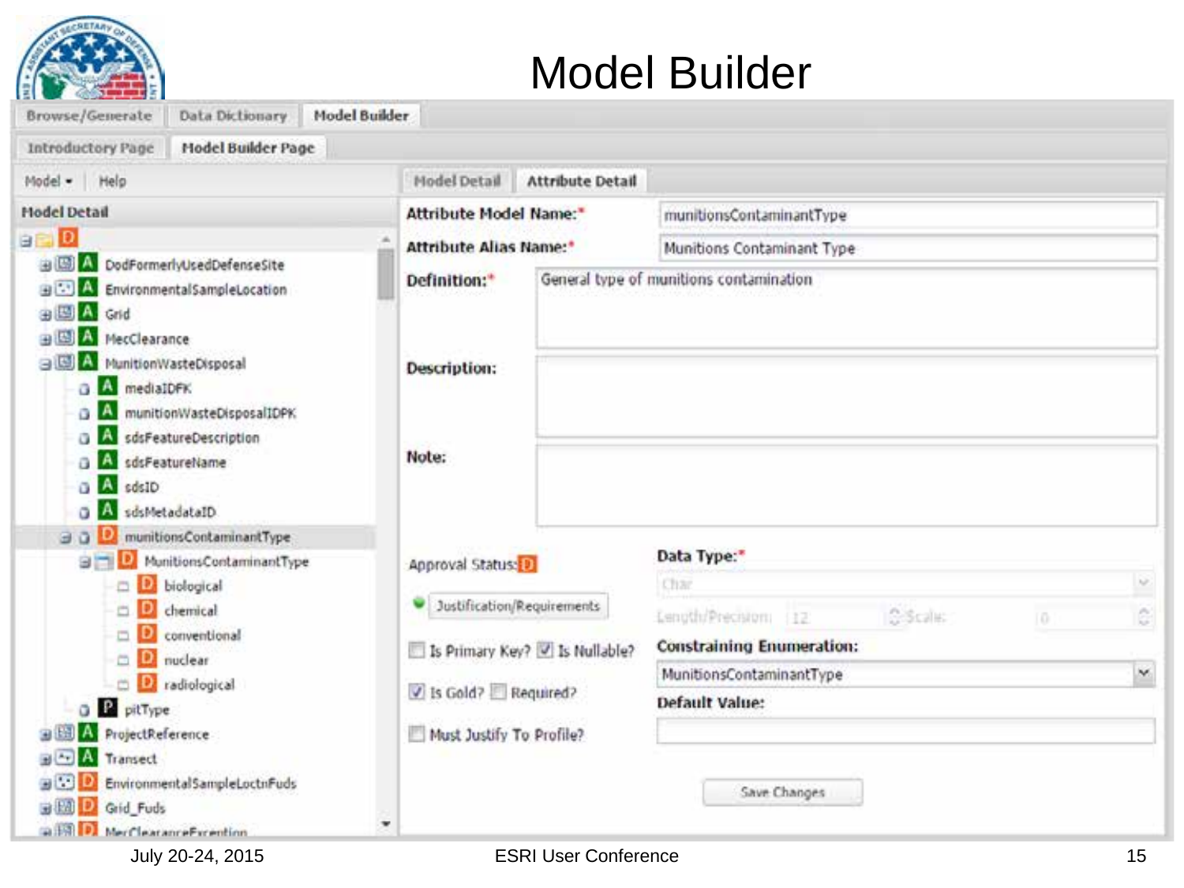# Model Builder

Browse/Generate | Data Dictionary | Model Builder

Introductory Page | Model Builder Page

Model ▾ | Help

**Model Detail**

- D
  - A DodFormerlyUsedDefenseSite
  - A EnvironmentalSampleLocation
  - A Grid
  - A MecClearance
  - A MunitionWasteDisposal
    - A mediaIDFK
    - A munitionWasteDisposalIDPK
    - A sdsFeatureDescription
    - A sdsFeatureName
    - A sdsID
    - A sdsMetadataID
    - D munitionsContaminantType
      - D MunitionsContaminantType
        - D biological
        - D chemical
        - D conventional
        - D nuclear
        - D radiological
    - P pitType
  - A ProjectReference
  - A Transect
  - D EnvironmentalSampleLoctnFuds
  - D Grid_Fuds
  - D MecClearanceException

Model Detail | **Attribute Detail**

**Attribute Model Name:*** munitionsContaminantType

**Attribute Alias Name:*** Munitions Contaminant Type

**Definition:*** General type of munitions contamination

**Description:**

**Note:**

Approval Status: D

Justification/Requirements

☐ Is Primary Key? ☑ Is Nullable?

☑ Is Gold? ☐ Required?

☐ Must Justify To Profile?

**Data Type:*** Char

Length/Precision: 12 Scale: 0

**Constraining Enumeration:** MunitionsContaminantType

**Default Value:**

Save Changes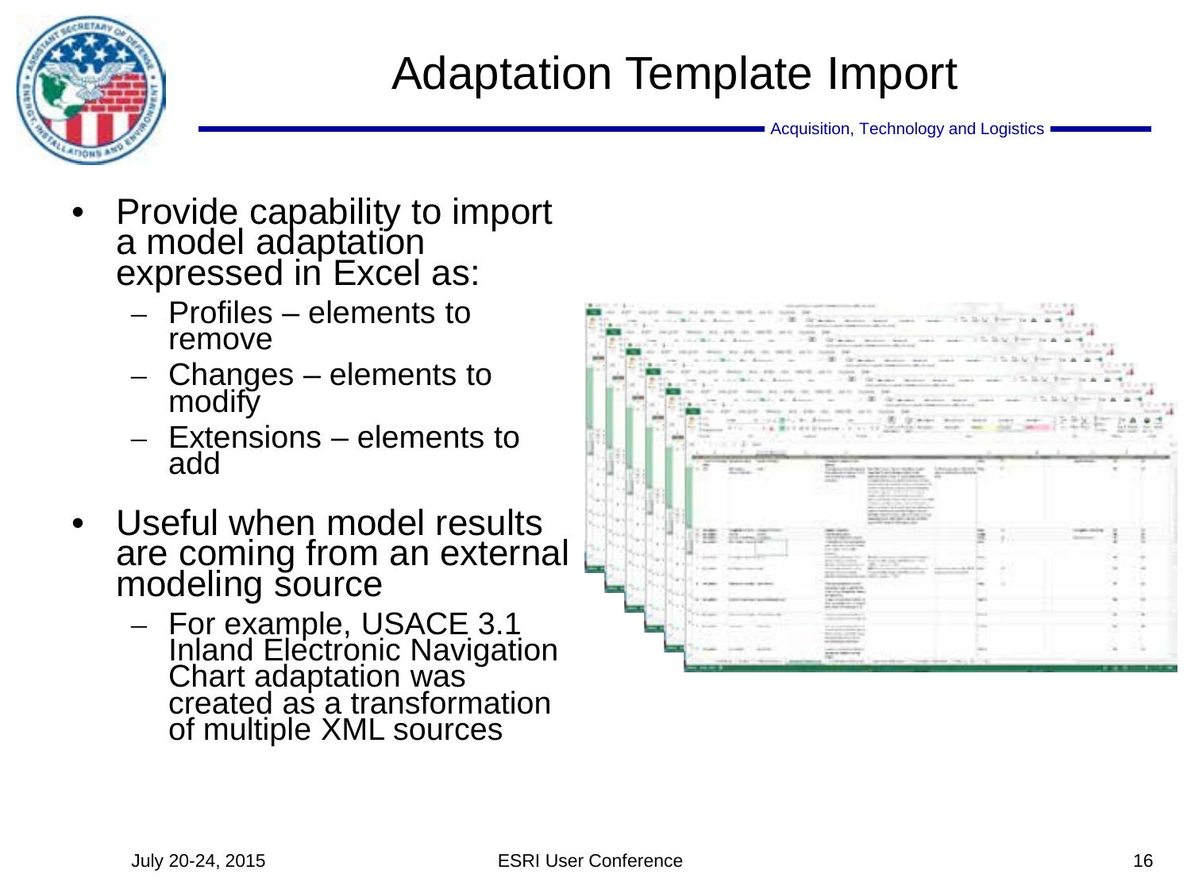# Adaptation Template Import

- Provide capability to import a model adaptation expressed in Excel as:
  - Profiles – elements to remove
  - Changes – elements to modify
  - Extensions – elements to add
- Useful when model results are coming from an external modeling source
  - For example, USACE 3.1 Inland Electronic Navigation Chart adaptation was created as a transformation of multiple XML sources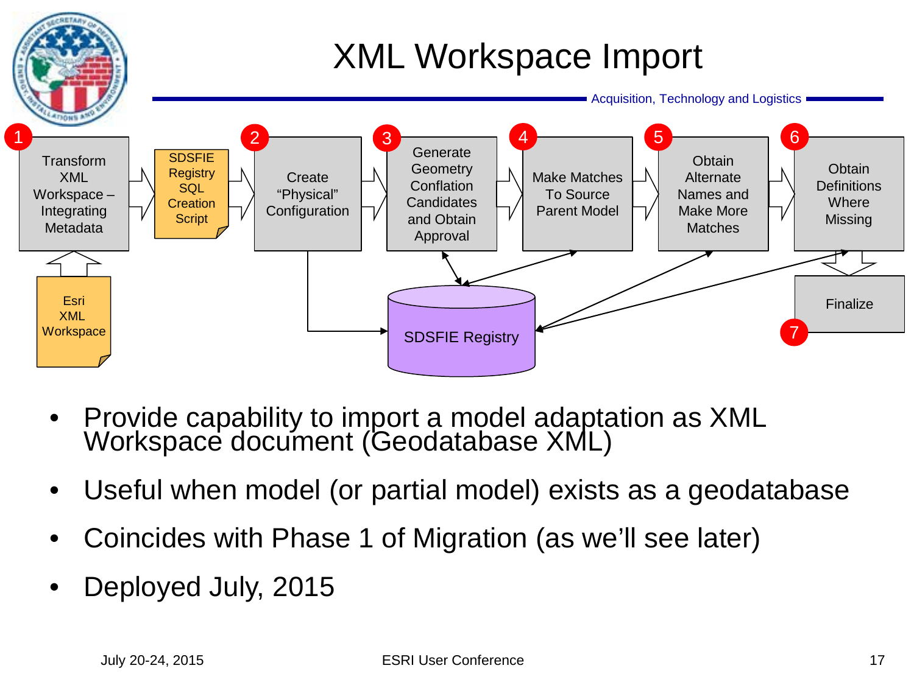# XML Workspace Import

Acquisition, Technology and Logistics

1. Transform XML Workspace – Integrating Metadata
   - Esri XML Workspace
   - SDSFIE Registry SQL Creation Script
2. Create "Physical" Configuration
3. Generate Geometry Conflation Candidates and Obtain Approval
4. Make Matches To Source Parent Model
5. Obtain Alternate Names and Make More Matches
6. Obtain Definitions Where Missing
7. Finalize

SDSFIE Registry

- Provide capability to import a model adaptation as XML Workspace document (Geodatabase XML)
- Useful when model (or partial model) exists as a geodatabase
- Coincides with Phase 1 of Migration (as we'll see later)
- Deployed July, 2015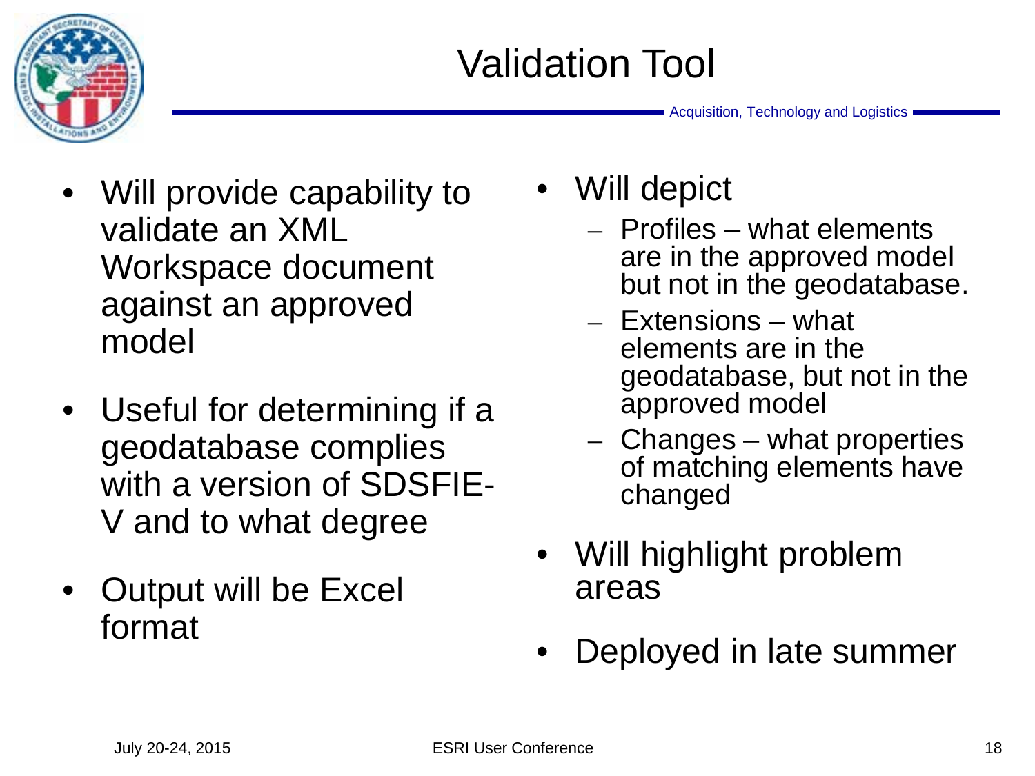# Validation Tool

- Will provide capability to validate an XML Workspace document against an approved model
- Useful for determining if a geodatabase complies with a version of SDSFIE-V and to what degree
- Output will be Excel format
- Will depict
  - Profiles – what elements are in the approved model but not in the geodatabase.
  - Extensions – what elements are in the geodatabase, but not in the approved model
  - Changes – what properties of matching elements have changed
- Will highlight problem areas
- Deployed in late summer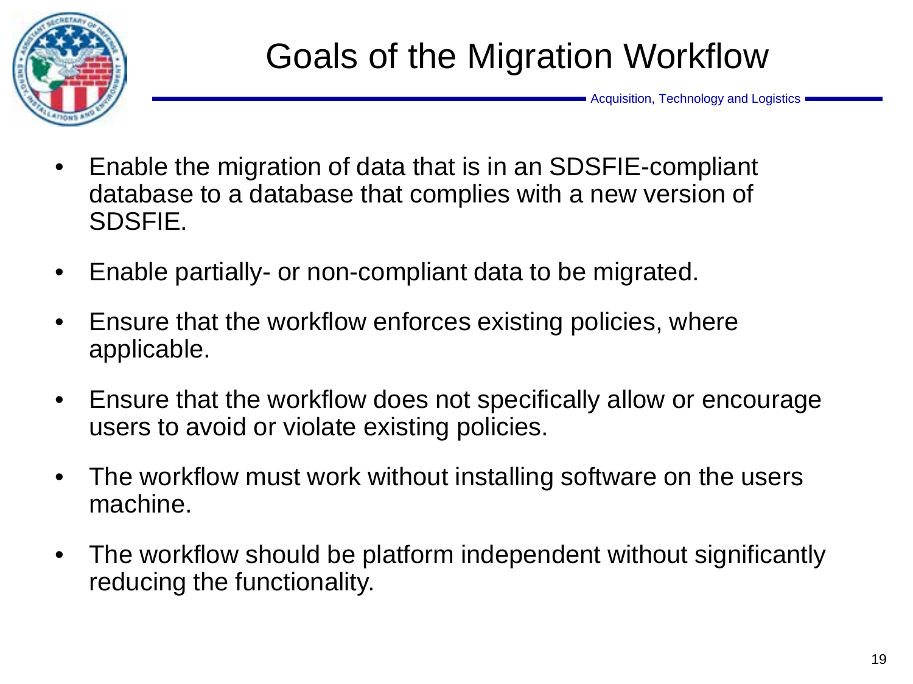# Goals of the Migration Workflow

- Enable the migration of data that is in an SDSFIE-compliant database to a database that complies with a new version of SDSFIE.
- Enable partially- or non-compliant data to be migrated.
- Ensure that the workflow enforces existing policies, where applicable.
- Ensure that the workflow does not specifically allow or encourage users to avoid or violate existing policies.
- The workflow must work without installing software on the users machine.
- The workflow should be platform independent without significantly reducing the functionality.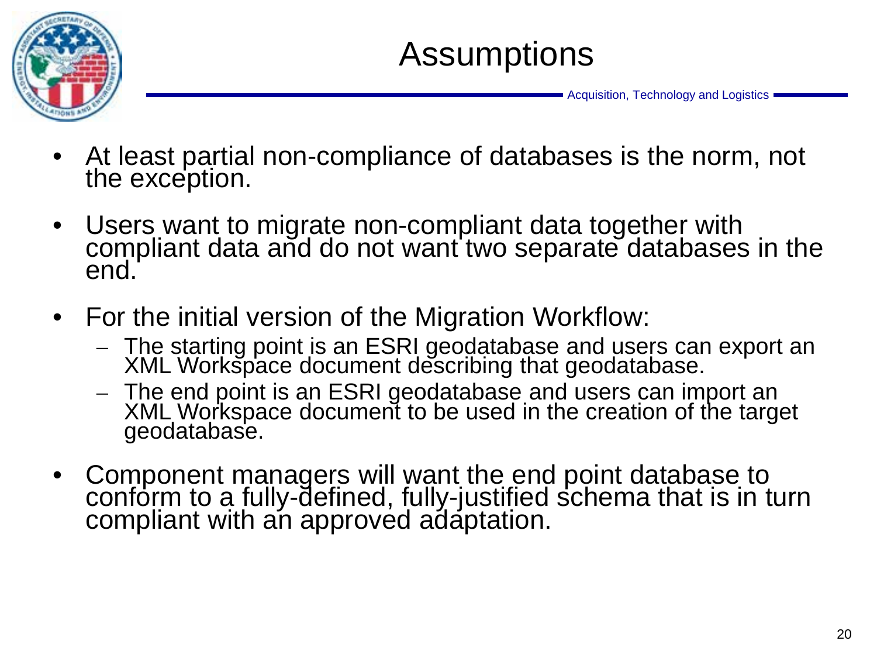# Assumptions

- At least partial non-compliance of databases is the norm, not the exception.
- Users want to migrate non-compliant data together with compliant data and do not want two separate databases in the end.
- For the initial version of the Migration Workflow:
  - The starting point is an ESRI geodatabase and users can export an XML Workspace document describing that geodatabase.
  - The end point is an ESRI geodatabase and users can import an XML Workspace document to be used in the creation of the target geodatabase.
- Component managers will want the end point database to conform to a fully-defined, fully-justified schema that is in turn compliant with an approved adaptation.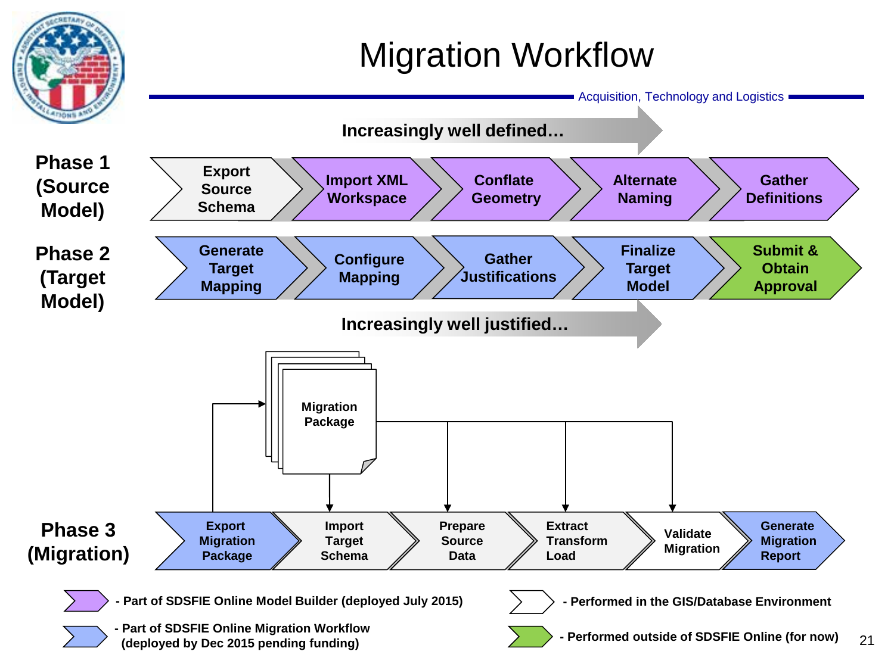# Migration Workflow

Acquisition, Technology and Logistics

Increasingly well defined…

**Phase 1 (Source Model)**

Export Source Schema → Import XML Workspace → Conflate Geometry → Alternate Naming → Gather Definitions

**Phase 2 (Target Model)**

Generate Target Mapping → Configure Mapping → Gather Justifications → Finalize Target Model → Submit & Obtain Approval

Increasingly well justified…

Migration Package

**Phase 3 (Migration)**

Export Migration Package → Import Target Schema → Prepare Source Data → Extract Transform Load → Validate Migration → Generate Migration Report

- Part of SDSFIE Online Model Builder (deployed July 2015)
- Part of SDSFIE Online Migration Workflow (deployed by Dec 2015 pending funding)
- Performed in the GIS/Database Environment
- Performed outside of SDSFIE Online (for now)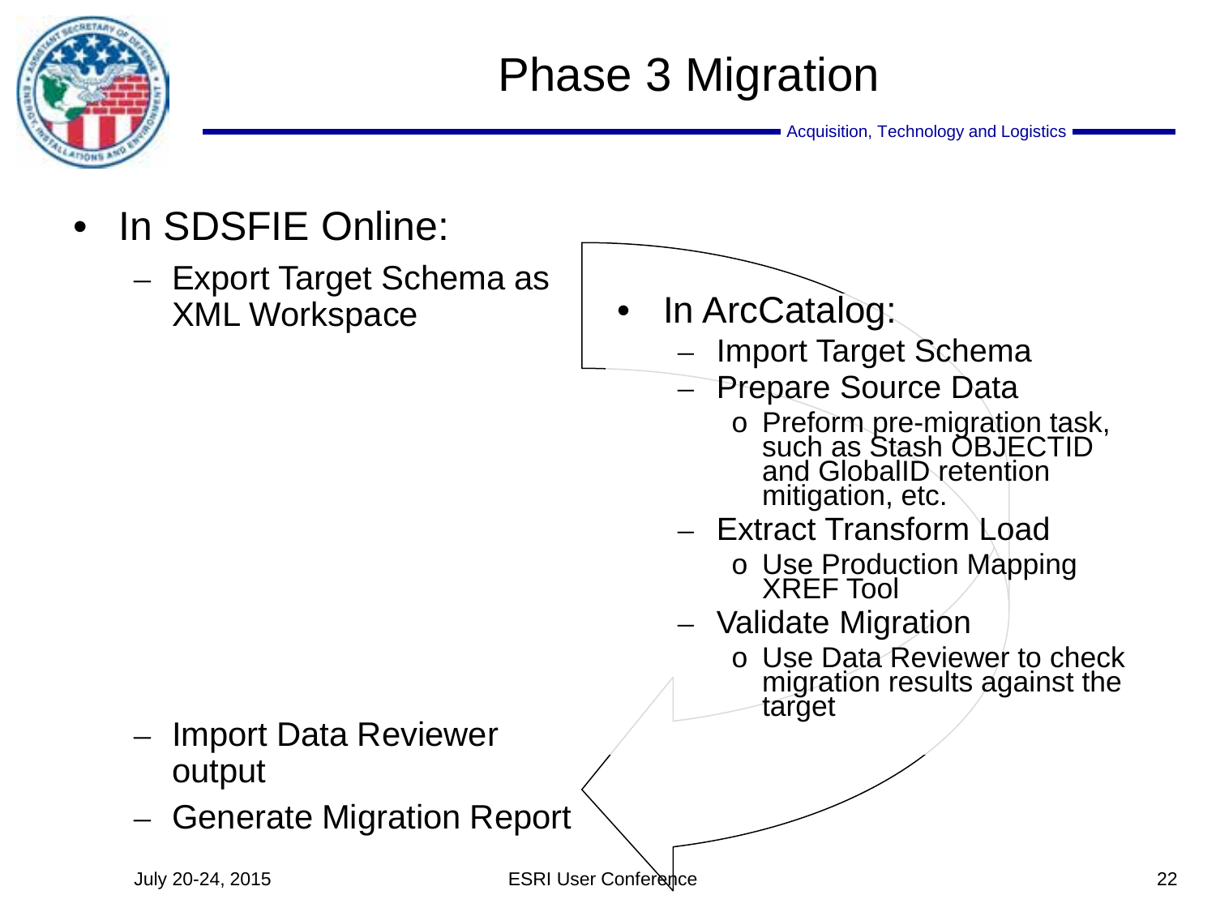# Phase 3 Migration

- In SDSFIE Online:
  - Export Target Schema as XML Workspace
- In ArcCatalog:
  - Import Target Schema
  - Prepare Source Data
    - Preform pre-migration task, such as Stash OBJECTID and GlobalID retention mitigation, etc.
  - Extract Transform Load
    - Use Production Mapping XREF Tool
  - Validate Migration
    - Use Data Reviewer to check migration results against the target
- In SDSFIE Online:
  - Import Data Reviewer output
  - Generate Migration Report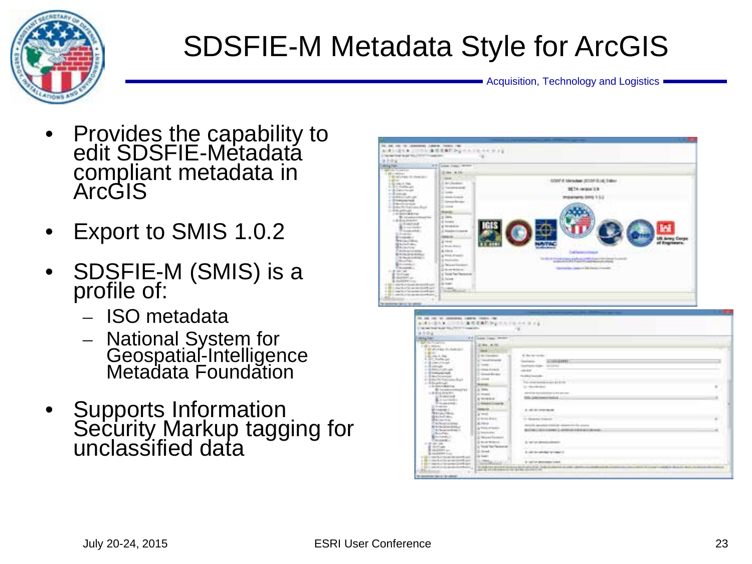# SDSFIE-M Metadata Style for ArcGIS

Acquisition, Technology and Logistics

- Provides the capability to edit SDSFIE-Metadata compliant metadata in ArcGIS
- Export to SMIS 1.0.2
- SDSFIE-M (SMIS) is a profile of:
  - ISO metadata
  - National System for Geospatial-Intelligence Metadata Foundation
- Supports Information Security Markup tagging for unclassified data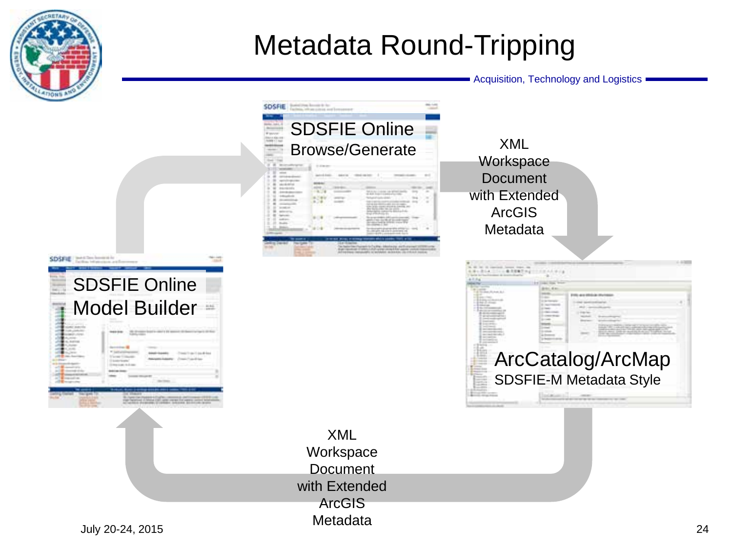# Metadata Round-Tripping

Acquisition, Technology and Logistics

SDSFIE Online Browse/Generate

XML Workspace Document with Extended ArcGIS Metadata

ArcCatalog/ArcMap SDSFIE-M Metadata Style

XML Workspace Document with Extended ArcGIS Metadata

SDSFIE Online Model Builder

July 20-24, 2015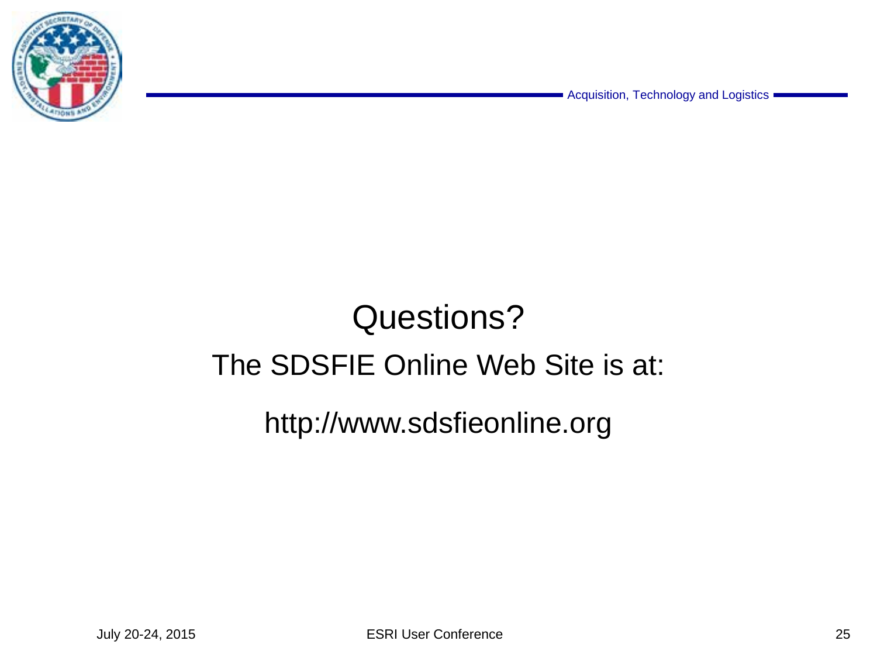# Questions?

The SDSFIE Online Web Site is at:

http://www.sdsfieonline.org